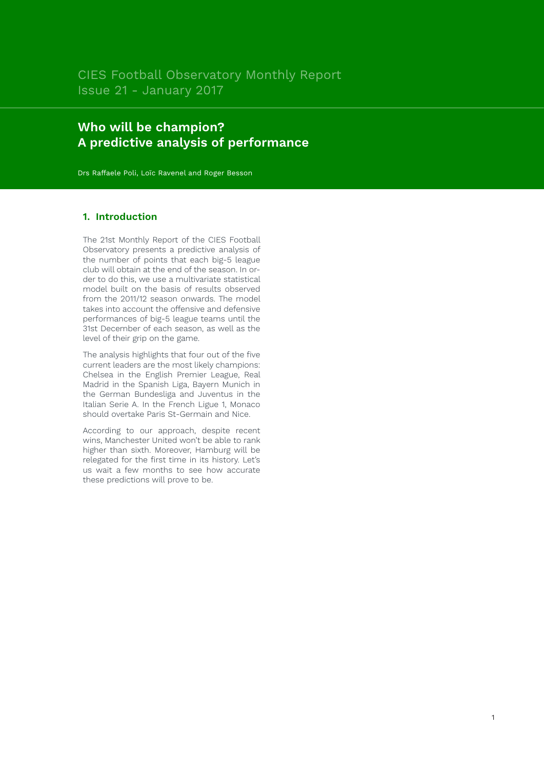CIES Football Observatory Monthly Report
Issue 21 - January 2017

# Who will be champion?
# A predictive analysis of performance

Drs Raffaele Poli, Loïc Ravenel and Roger Besson

## 1. Introduction

The 21st Monthly Report of the CIES Football Observatory presents a predictive analysis of the number of points that each big-5 league club will obtain at the end of the season. In order to do this, we use a multivariate statistical model built on the basis of results observed from the 2011/12 season onwards. The model takes into account the offensive and defensive performances of big-5 league teams until the 31st December of each season, as well as the level of their grip on the game.

The analysis highlights that four out of the five current leaders are the most likely champions: Chelsea in the English Premier League, Real Madrid in the Spanish Liga, Bayern Munich in the German Bundesliga and Juventus in the Italian Serie A. In the French Ligue 1, Monaco should overtake Paris St-Germain and Nice.

According to our approach, despite recent wins, Manchester United won't be able to rank higher than sixth. Moreover, Hamburg will be relegated for the first time in its history. Let's us wait a few months to see how accurate these predictions will prove to be.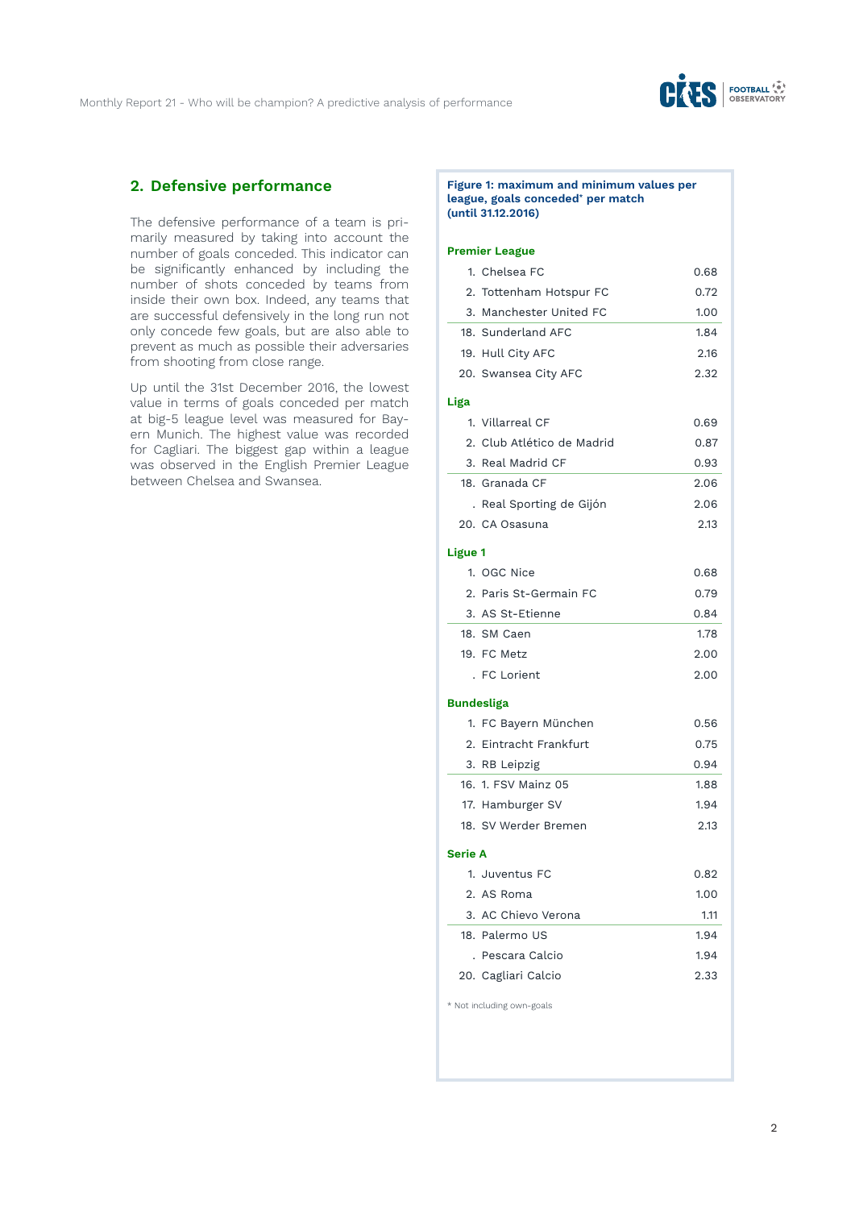## 2. Defensive performance

The defensive performance of a team is primarily measured by taking into account the number of goals conceded. This indicator can be significantly enhanced by including the number of shots conceded by teams from inside their own box. Indeed, any teams that are successful defensively in the long run not only concede few goals, but are also able to prevent as much as possible their adversaries from shooting from close range.

Up until the 31st December 2016, the lowest value in terms of goals conceded per match at big-5 league level was measured for Bayern Munich. The highest value was recorded for Cagliari. The biggest gap within a league was observed in the English Premier League between Chelsea and Swansea.

**Figure 1: maximum and minimum values per league, goals conceded* per match (until 31.12.2016)**

| Premier League | |
|---|---|
| 1. Chelsea FC | 0.68 |
| 2. Tottenham Hotspur FC | 0.72 |
| 3. Manchester United FC | 1.00 |
| 18. Sunderland AFC | 1.84 |
| 19. Hull City AFC | 2.16 |
| 20. Swansea City AFC | 2.32 |

| Liga | |
|---|---|
| 1. Villarreal CF | 0.69 |
| 2. Club Atlético de Madrid | 0.87 |
| 3. Real Madrid CF | 0.93 |
| 18. Granada CF | 2.06 |
| . Real Sporting de Gijón | 2.06 |
| 20. CA Osasuna | 2.13 |

| Ligue 1 | |
|---|---|
| 1. OGC Nice | 0.68 |
| 2. Paris St-Germain FC | 0.79 |
| 3. AS St-Etienne | 0.84 |
| 18. SM Caen | 1.78 |
| 19. FC Metz | 2.00 |
| . FC Lorient | 2.00 |

| Bundesliga | |
|---|---|
| 1. FC Bayern München | 0.56 |
| 2. Eintracht Frankfurt | 0.75 |
| 3. RB Leipzig | 0.94 |
| 16. 1. FSV Mainz 05 | 1.88 |
| 17. Hamburger SV | 1.94 |
| 18. SV Werder Bremen | 2.13 |

| Serie A | |
|---|---|
| 1. Juventus FC | 0.82 |
| 2. AS Roma | 1.00 |
| 3. AC Chievo Verona | 1.11 |
| 18. Palermo US | 1.94 |
| . Pescara Calcio | 1.94 |
| 20. Cagliari Calcio | 2.33 |

* Not including own-goals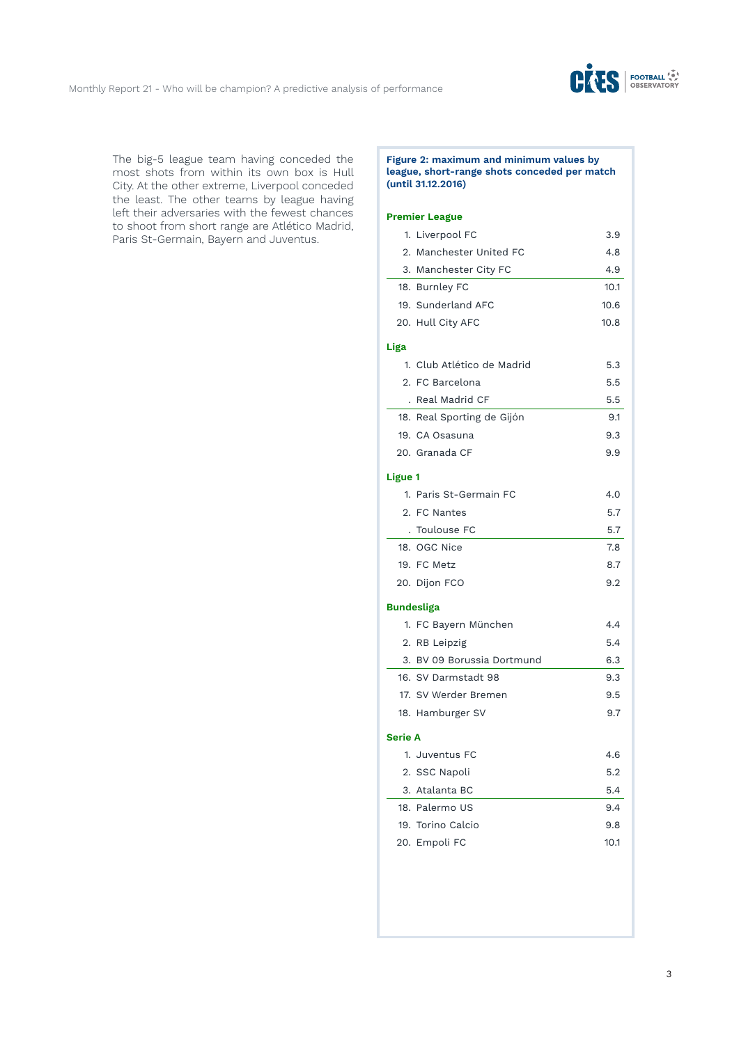The big-5 league team having conceded the most shots from within its own box is Hull City. At the other extreme, Liverpool conceded the least. The other teams by league having left their adversaries with the fewest chances to shoot from short range are Atlético Madrid, Paris St-Germain, Bayern and Juventus.

**Figure 2: maximum and minimum values by league, short-range shots conceded per match (until 31.12.2016)**

**Premier League**

| Rank | Team | Value |
|---|---|---|
| 1. | Liverpool FC | 3.9 |
| 2. | Manchester United FC | 4.8 |
| 3. | Manchester City FC | 4.9 |
| 18. | Burnley FC | 10.1 |
| 19. | Sunderland AFC | 10.6 |
| 20. | Hull City AFC | 10.8 |

**Liga**

| Rank | Team | Value |
|---|---|---|
| 1. | Club Atlético de Madrid | 5.3 |
| 2. | FC Barcelona | 5.5 |
| . | Real Madrid CF | 5.5 |
| 18. | Real Sporting de Gijón | 9.1 |
| 19. | CA Osasuna | 9.3 |
| 20. | Granada CF | 9.9 |

**Ligue 1**

| Rank | Team | Value |
|---|---|---|
| 1. | Paris St-Germain FC | 4.0 |
| 2. | FC Nantes | 5.7 |
| . | Toulouse FC | 5.7 |
| 18. | OGC Nice | 7.8 |
| 19. | FC Metz | 8.7 |
| 20. | Dijon FCO | 9.2 |

**Bundesliga**

| Rank | Team | Value |
|---|---|---|
| 1. | FC Bayern München | 4.4 |
| 2. | RB Leipzig | 5.4 |
| 3. | BV 09 Borussia Dortmund | 6.3 |
| 16. | SV Darmstadt 98 | 9.3 |
| 17. | SV Werder Bremen | 9.5 |
| 18. | Hamburger SV | 9.7 |

**Serie A**

| Rank | Team | Value |
|---|---|---|
| 1. | Juventus FC | 4.6 |
| 2. | SSC Napoli | 5.2 |
| 3. | Atalanta BC | 5.4 |
| 18. | Palermo US | 9.4 |
| 19. | Torino Calcio | 9.8 |
| 20. | Empoli FC | 10.1 |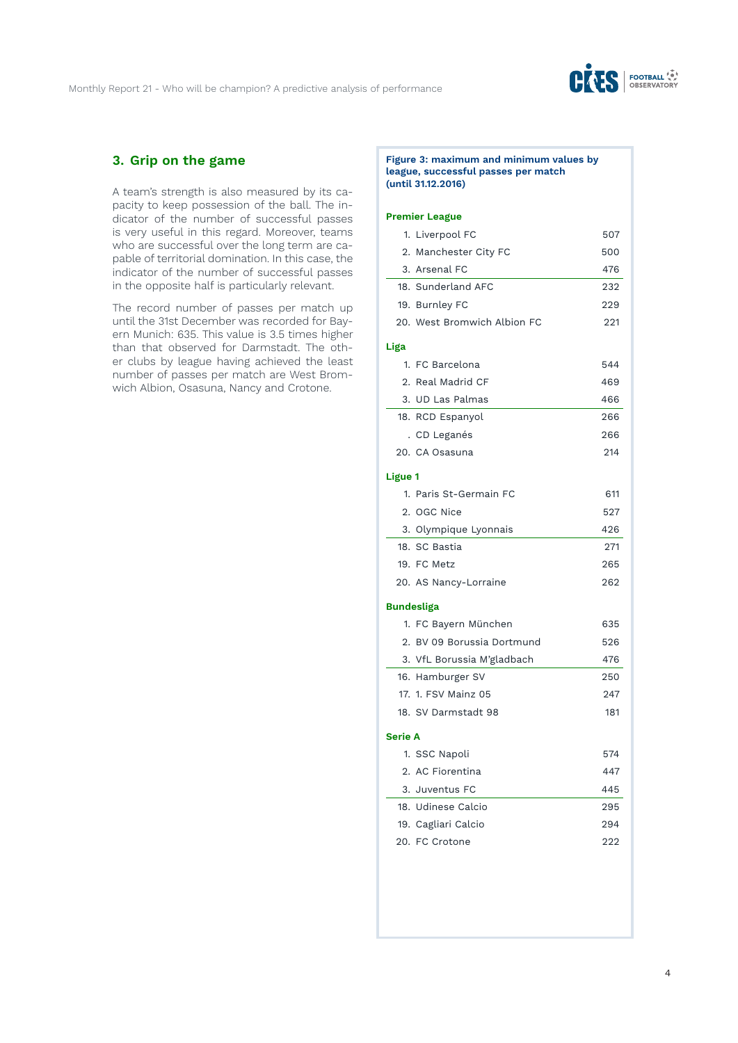## 3. Grip on the game

A team's strength is also measured by its capacity to keep possession of the ball. The indicator of the number of successful passes is very useful in this regard. Moreover, teams who are successful over the long term are capable of territorial domination. In this case, the indicator of the number of successful passes in the opposite half is particularly relevant.

The record number of passes per match up until the 31st December was recorded for Bayern Munich: 635. This value is 3.5 times higher than that observed for Darmstadt. The other clubs by league having achieved the least number of passes per match are West Bromwich Albion, Osasuna, Nancy and Crotone.

**Figure 3: maximum and minimum values by league, successful passes per match (until 31.12.2016)**

**Premier League**

| Rank | Club | Passes |
|---|---|---|
| 1. | Liverpool FC | 507 |
| 2. | Manchester City FC | 500 |
| 3. | Arsenal FC | 476 |
| 18. | Sunderland AFC | 232 |
| 19. | Burnley FC | 229 |
| 20. | West Bromwich Albion FC | 221 |

**Liga**

| Rank | Club | Passes |
|---|---|---|
| 1. | FC Barcelona | 544 |
| 2. | Real Madrid CF | 469 |
| 3. | UD Las Palmas | 466 |
| 18. | RCD Espanyol | 266 |
| . | CD Leganés | 266 |
| 20. | CA Osasuna | 214 |

**Ligue 1**

| Rank | Club | Passes |
|---|---|---|
| 1. | Paris St-Germain FC | 611 |
| 2. | OGC Nice | 527 |
| 3. | Olympique Lyonnais | 426 |
| 18. | SC Bastia | 271 |
| 19. | FC Metz | 265 |
| 20. | AS Nancy-Lorraine | 262 |

**Bundesliga**

| Rank | Club | Passes |
|---|---|---|
| 1. | FC Bayern München | 635 |
| 2. | BV 09 Borussia Dortmund | 526 |
| 3. | VfL Borussia M'gladbach | 476 |
| 16. | Hamburger SV | 250 |
| 17. | 1. FSV Mainz 05 | 247 |
| 18. | SV Darmstadt 98 | 181 |

**Serie A**

| Rank | Club | Passes |
|---|---|---|
| 1. | SSC Napoli | 574 |
| 2. | AC Fiorentina | 447 |
| 3. | Juventus FC | 445 |
| 18. | Udinese Calcio | 295 |
| 19. | Cagliari Calcio | 294 |
| 20. | FC Crotone | 222 |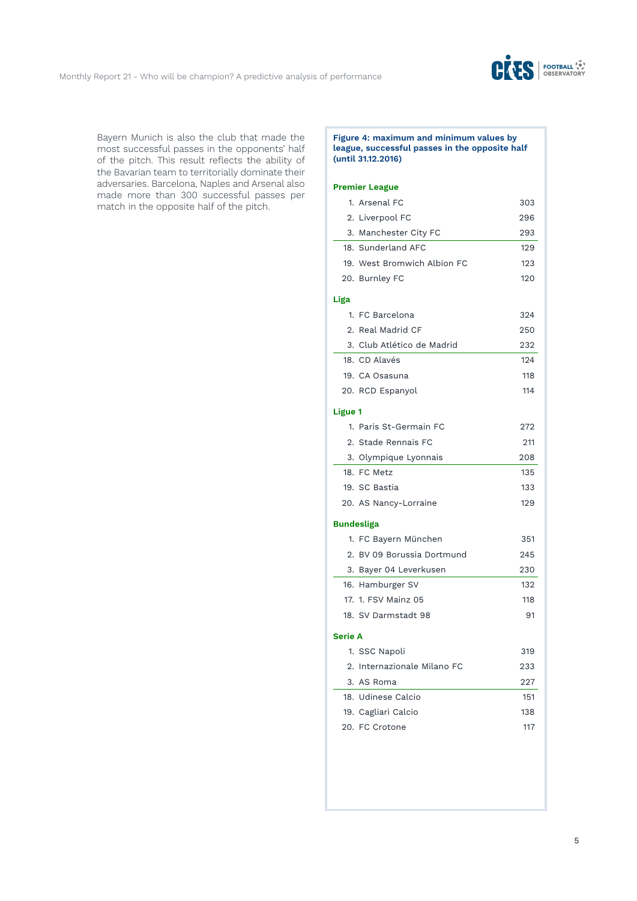Bayern Munich is also the club that made the most successful passes in the opponents' half of the pitch. This result reflects the ability of the Bavarian team to territorially dominate their adversaries. Barcelona, Naples and Arsenal also made more than 300 successful passes per match in the opposite half of the pitch.

**Figure 4: maximum and minimum values by league, successful passes in the opposite half (until 31.12.2016)**

**Premier League**

| Rank | Club | Passes |
|---|---|---|
| 1. | Arsenal FC | 303 |
| 2. | Liverpool FC | 296 |
| 3. | Manchester City FC | 293 |
| 18. | Sunderland AFC | 129 |
| 19. | West Bromwich Albion FC | 123 |
| 20. | Burnley FC | 120 |

**Liga**

| Rank | Club | Passes |
|---|---|---|
| 1. | FC Barcelona | 324 |
| 2. | Real Madrid CF | 250 |
| 3. | Club Atlético de Madrid | 232 |
| 18. | CD Alavés | 124 |
| 19. | CA Osasuna | 118 |
| 20. | RCD Espanyol | 114 |

**Ligue 1**

| Rank | Club | Passes |
|---|---|---|
| 1. | Paris St-Germain FC | 272 |
| 2. | Stade Rennais FC | 211 |
| 3. | Olympique Lyonnais | 208 |
| 18. | FC Metz | 135 |
| 19. | SC Bastia | 133 |
| 20. | AS Nancy-Lorraine | 129 |

**Bundesliga**

| Rank | Club | Passes |
|---|---|---|
| 1. | FC Bayern München | 351 |
| 2. | BV 09 Borussia Dortmund | 245 |
| 3. | Bayer 04 Leverkusen | 230 |
| 16. | Hamburger SV | 132 |
| 17. | 1. FSV Mainz 05 | 118 |
| 18. | SV Darmstadt 98 | 91 |

**Serie A**

| Rank | Club | Passes |
|---|---|---|
| 1. | SSC Napoli | 319 |
| 2. | Internazionale Milano FC | 233 |
| 3. | AS Roma | 227 |
| 18. | Udinese Calcio | 151 |
| 19. | Cagliari Calcio | 138 |
| 20. | FC Crotone | 117 |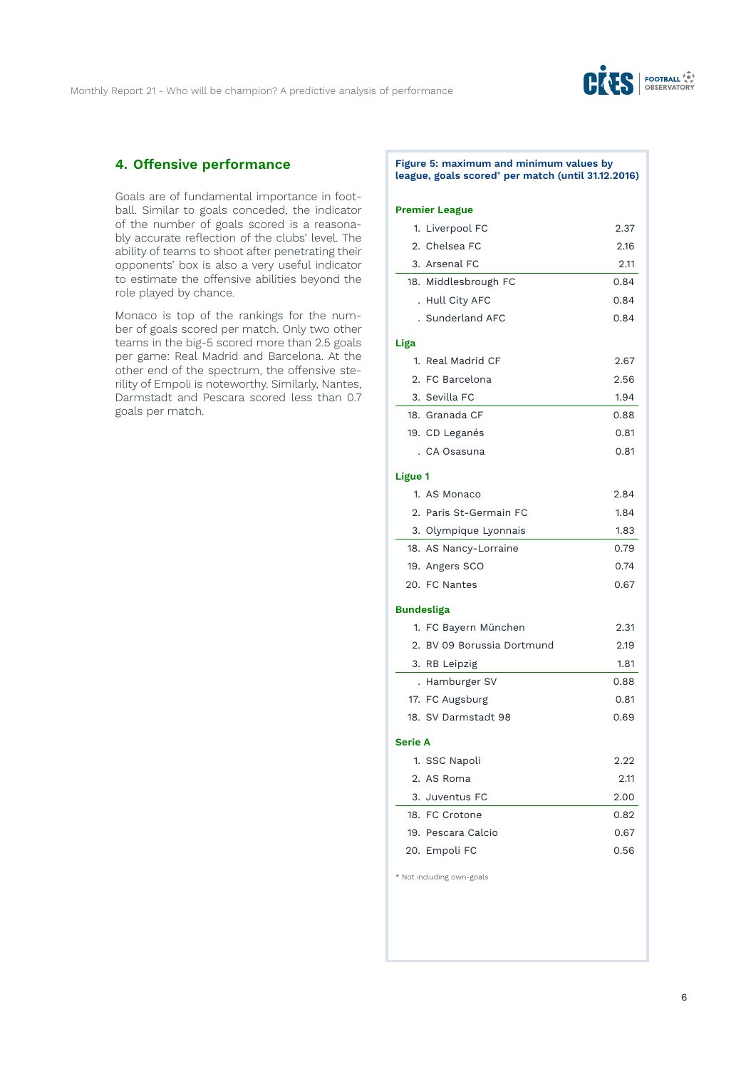## 4. Offensive performance

Goals are of fundamental importance in football. Similar to goals conceded, the indicator of the number of goals scored is a reasonably accurate reflection of the clubs' level. The ability of teams to shoot after penetrating their opponents' box is also a very useful indicator to estimate the offensive abilities beyond the role played by chance.

Monaco is top of the rankings for the number of goals scored per match. Only two other teams in the big-5 scored more than 2.5 goals per game: Real Madrid and Barcelona. At the other end of the spectrum, the offensive sterility of Empoli is noteworthy. Similarly, Nantes, Darmstadt and Pescara scored less than 0.7 goals per match.

**Figure 5: maximum and minimum values by league, goals scored\* per match (until 31.12.2016)**

| Rank | Club | Goals per match |
|---|---|---|
| **Premier League** | | |
| 1. | Liverpool FC | 2.37 |
| 2. | Chelsea FC | 2.16 |
| 3. | Arsenal FC | 2.11 |
| 18. | Middlesbrough FC | 0.84 |
| . | Hull City AFC | 0.84 |
| . | Sunderland AFC | 0.84 |
| **Liga** | | |
| 1. | Real Madrid CF | 2.67 |
| 2. | FC Barcelona | 2.56 |
| 3. | Sevilla FC | 1.94 |
| 18. | Granada CF | 0.88 |
| 19. | CD Leganés | 0.81 |
| . | CA Osasuna | 0.81 |
| **Ligue 1** | | |
| 1. | AS Monaco | 2.84 |
| 2. | Paris St-Germain FC | 1.84 |
| 3. | Olympique Lyonnais | 1.83 |
| 18. | AS Nancy-Lorraine | 0.79 |
| 19. | Angers SCO | 0.74 |
| 20. | FC Nantes | 0.67 |
| **Bundesliga** | | |
| 1. | FC Bayern München | 2.31 |
| 2. | BV 09 Borussia Dortmund | 2.19 |
| 3. | RB Leipzig | 1.81 |
| . | Hamburger SV | 0.88 |
| 17. | FC Augsburg | 0.81 |
| 18. | SV Darmstadt 98 | 0.69 |
| **Serie A** | | |
| 1. | SSC Napoli | 2.22 |
| 2. | AS Roma | 2.11 |
| 3. | Juventus FC | 2.00 |
| 18. | FC Crotone | 0.82 |
| 19. | Pescara Calcio | 0.67 |
| 20. | Empoli FC | 0.56 |

\* Not including own-goals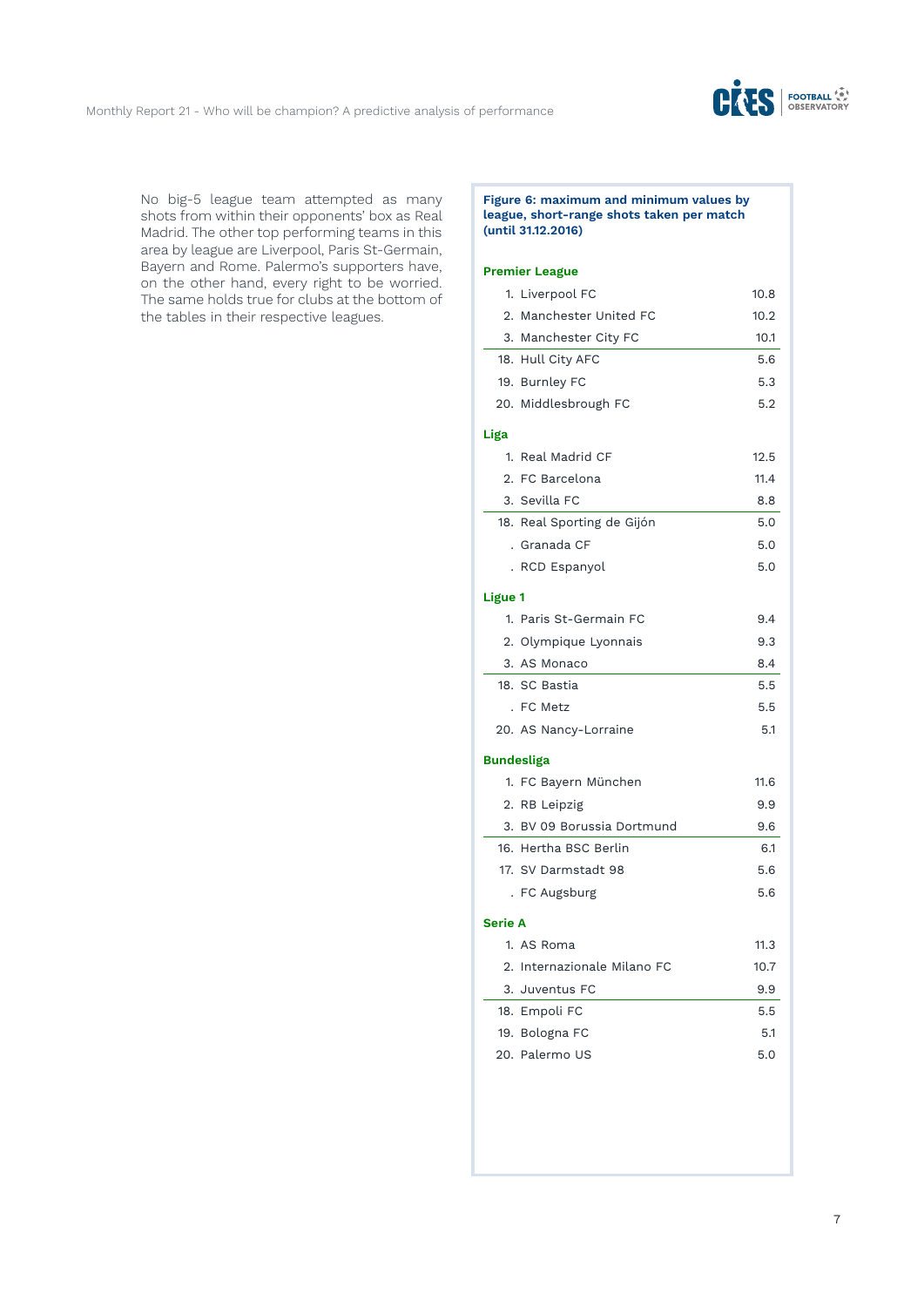No big-5 league team attempted as many shots from within their opponents' box as Real Madrid. The other top performing teams in this area by league are Liverpool, Paris St-Germain, Bayern and Rome. Palermo's supporters have, on the other hand, every right to be worried. The same holds true for clubs at the bottom of the tables in their respective leagues.

**Figure 6: maximum and minimum values by league, short-range shots taken per match (until 31.12.2016)**

**Premier League**

| Rank | Club | Value |
|---|---|---|
| 1. | Liverpool FC | 10.8 |
| 2. | Manchester United FC | 10.2 |
| 3. | Manchester City FC | 10.1 |
| 18. | Hull City AFC | 5.6 |
| 19. | Burnley FC | 5.3 |
| 20. | Middlesbrough FC | 5.2 |

**Liga**

| Rank | Club | Value |
|---|---|---|
| 1. | Real Madrid CF | 12.5 |
| 2. | FC Barcelona | 11.4 |
| 3. | Sevilla FC | 8.8 |
| 18. | Real Sporting de Gijón | 5.0 |
| . | Granada CF | 5.0 |
| . | RCD Espanyol | 5.0 |

**Ligue 1**

| Rank | Club | Value |
|---|---|---|
| 1. | Paris St-Germain FC | 9.4 |
| 2. | Olympique Lyonnais | 9.3 |
| 3. | AS Monaco | 8.4 |
| 18. | SC Bastia | 5.5 |
| . | FC Metz | 5.5 |
| 20. | AS Nancy-Lorraine | 5.1 |

**Bundesliga**

| Rank | Club | Value |
|---|---|---|
| 1. | FC Bayern München | 11.6 |
| 2. | RB Leipzig | 9.9 |
| 3. | BV 09 Borussia Dortmund | 9.6 |
| 16. | Hertha BSC Berlin | 6.1 |
| 17. | SV Darmstadt 98 | 5.6 |
| . | FC Augsburg | 5.6 |

**Serie A**

| Rank | Club | Value |
|---|---|---|
| 1. | AS Roma | 11.3 |
| 2. | Internazionale Milano FC | 10.7 |
| 3. | Juventus FC | 9.9 |
| 18. | Empoli FC | 5.5 |
| 19. | Bologna FC | 5.1 |
| 20. | Palermo US | 5.0 |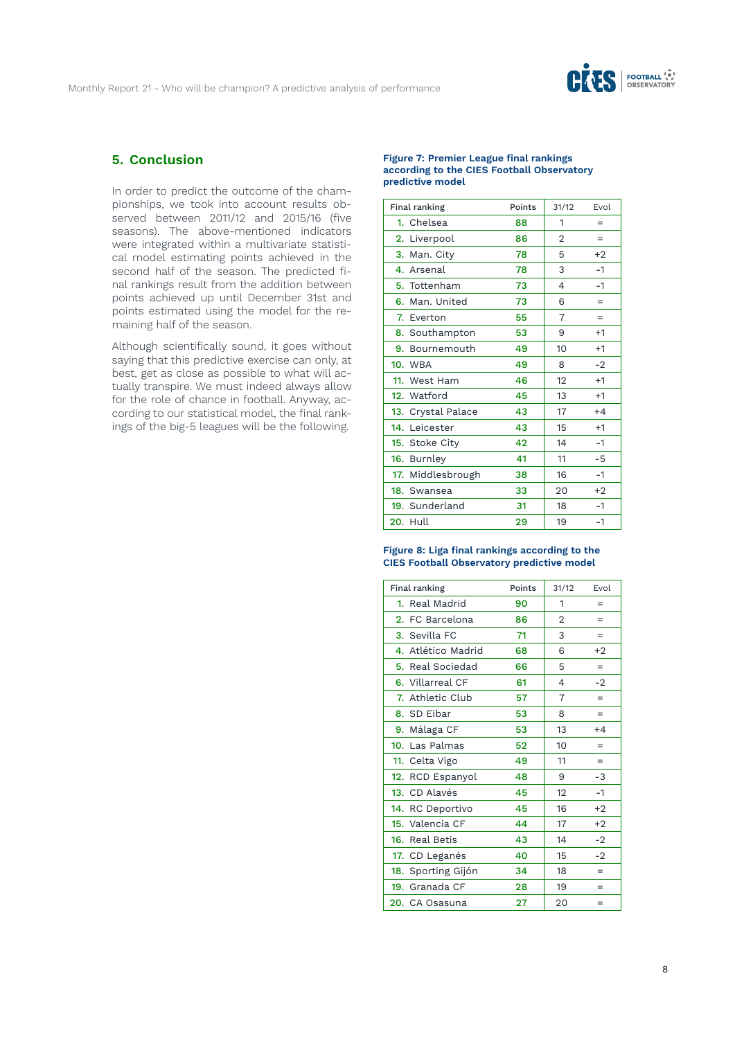## 5. Conclusion

In order to predict the outcome of the championships, we took into account results observed between 2011/12 and 2015/16 (five seasons). The above-mentioned indicators were integrated within a multivariate statistical model estimating points achieved in the second half of the season. The predicted final rankings result from the addition between points achieved up until December 31st and points estimated using the model for the remaining half of the season.

Although scientifically sound, it goes without saying that this predictive exercise can only, at best, get as close as possible to what will actually transpire. We must indeed always allow for the role of chance in football. Anyway, according to our statistical model, the final rankings of the big-5 leagues will be the following.

**Figure 7: Premier League final rankings according to the CIES Football Observatory predictive model**

| Final ranking | Points | 31/12 | Evol |
|---|---|---|---|
| 1. Chelsea | 88 | 1 | = |
| 2. Liverpool | 86 | 2 | = |
| 3. Man. City | 78 | 5 | +2 |
| 4. Arsenal | 78 | 3 | -1 |
| 5. Tottenham | 73 | 4 | -1 |
| 6. Man. United | 73 | 6 | = |
| 7. Everton | 55 | 7 | = |
| 8. Southampton | 53 | 9 | +1 |
| 9. Bournemouth | 49 | 10 | +1 |
| 10. WBA | 49 | 8 | -2 |
| 11. West Ham | 46 | 12 | +1 |
| 12. Watford | 45 | 13 | +1 |
| 13. Crystal Palace | 43 | 17 | +4 |
| 14. Leicester | 43 | 15 | +1 |
| 15. Stoke City | 42 | 14 | -1 |
| 16. Burnley | 41 | 11 | -5 |
| 17. Middlesbrough | 38 | 16 | -1 |
| 18. Swansea | 33 | 20 | +2 |
| 19. Sunderland | 31 | 18 | -1 |
| 20. Hull | 29 | 19 | -1 |

**Figure 8: Liga final rankings according to the CIES Football Observatory predictive model**

| Final ranking | Points | 31/12 | Evol |
|---|---|---|---|
| 1. Real Madrid | 90 | 1 | = |
| 2. FC Barcelona | 86 | 2 | = |
| 3. Sevilla FC | 71 | 3 | = |
| 4. Atlético Madrid | 68 | 6 | +2 |
| 5. Real Sociedad | 66 | 5 | = |
| 6. Villarreal CF | 61 | 4 | -2 |
| 7. Athletic Club | 57 | 7 | = |
| 8. SD Eibar | 53 | 8 | = |
| 9. Málaga CF | 53 | 13 | +4 |
| 10. Las Palmas | 52 | 10 | = |
| 11. Celta Vigo | 49 | 11 | = |
| 12. RCD Espanyol | 48 | 9 | -3 |
| 13. CD Alavés | 45 | 12 | -1 |
| 14. RC Deportivo | 45 | 16 | +2 |
| 15. Valencia CF | 44 | 17 | +2 |
| 16. Real Betis | 43 | 14 | -2 |
| 17. CD Leganés | 40 | 15 | -2 |
| 18. Sporting Gijón | 34 | 18 | = |
| 19. Granada CF | 28 | 19 | = |
| 20. CA Osasuna | 27 | 20 | = |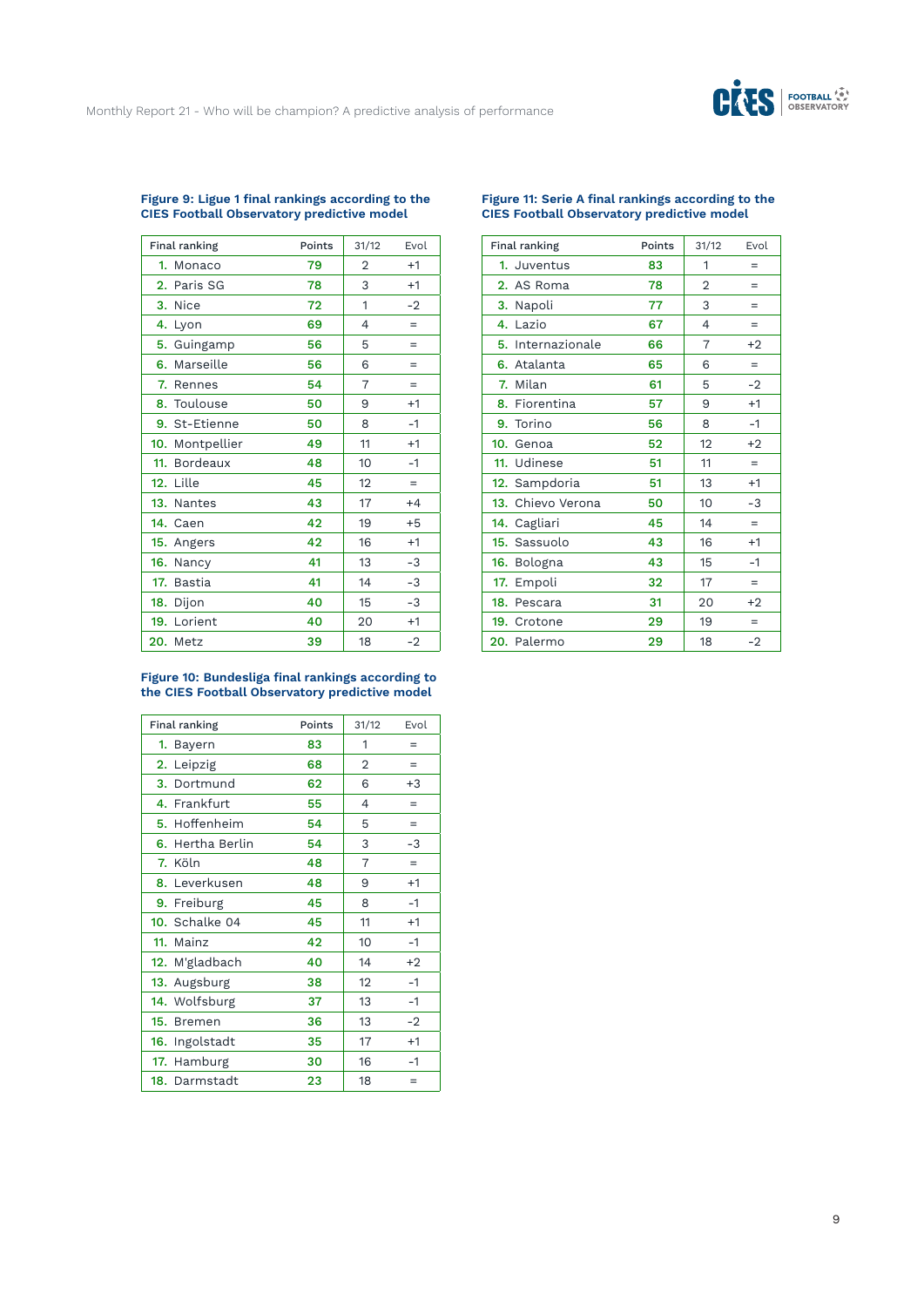#### Figure 9: Ligue 1 final rankings according to the CIES Football Observatory predictive model

| Final ranking | Points | 31/12 | Evol |
|---|---|---|---|
| 1. Monaco | 79 | 2 | +1 |
| 2. Paris SG | 78 | 3 | +1 |
| 3. Nice | 72 | 1 | -2 |
| 4. Lyon | 69 | 4 | = |
| 5. Guingamp | 56 | 5 | = |
| 6. Marseille | 56 | 6 | = |
| 7. Rennes | 54 | 7 | = |
| 8. Toulouse | 50 | 9 | +1 |
| 9. St-Etienne | 50 | 8 | -1 |
| 10. Montpellier | 49 | 11 | +1 |
| 11. Bordeaux | 48 | 10 | -1 |
| 12. Lille | 45 | 12 | = |
| 13. Nantes | 43 | 17 | +4 |
| 14. Caen | 42 | 19 | +5 |
| 15. Angers | 42 | 16 | +1 |
| 16. Nancy | 41 | 13 | -3 |
| 17. Bastia | 41 | 14 | -3 |
| 18. Dijon | 40 | 15 | -3 |
| 19. Lorient | 40 | 20 | +1 |
| 20. Metz | 39 | 18 | -2 |

#### Figure 10: Bundesliga final rankings according to the CIES Football Observatory predictive model

| Final ranking | Points | 31/12 | Evol |
|---|---|---|---|
| 1. Bayern | 83 | 1 | = |
| 2. Leipzig | 68 | 2 | = |
| 3. Dortmund | 62 | 6 | +3 |
| 4. Frankfurt | 55 | 4 | = |
| 5. Hoffenheim | 54 | 5 | = |
| 6. Hertha Berlin | 54 | 3 | -3 |
| 7. Köln | 48 | 7 | = |
| 8. Leverkusen | 48 | 9 | +1 |
| 9. Freiburg | 45 | 8 | -1 |
| 10. Schalke 04 | 45 | 11 | +1 |
| 11. Mainz | 42 | 10 | -1 |
| 12. M'gladbach | 40 | 14 | +2 |
| 13. Augsburg | 38 | 12 | -1 |
| 14. Wolfsburg | 37 | 13 | -1 |
| 15. Bremen | 36 | 13 | -2 |
| 16. Ingolstadt | 35 | 17 | +1 |
| 17. Hamburg | 30 | 16 | -1 |
| 18. Darmstadt | 23 | 18 | = |

#### Figure 11: Serie A final rankings according to the CIES Football Observatory predictive model

| Final ranking | Points | 31/12 | Evol |
|---|---|---|---|
| 1. Juventus | 83 | 1 | = |
| 2. AS Roma | 78 | 2 | = |
| 3. Napoli | 77 | 3 | = |
| 4. Lazio | 67 | 4 | = |
| 5. Internazionale | 66 | 7 | +2 |
| 6. Atalanta | 65 | 6 | = |
| 7. Milan | 61 | 5 | -2 |
| 8. Fiorentina | 57 | 9 | +1 |
| 9. Torino | 56 | 8 | -1 |
| 10. Genoa | 52 | 12 | +2 |
| 11. Udinese | 51 | 11 | = |
| 12. Sampdoria | 51 | 13 | +1 |
| 13. Chievo Verona | 50 | 10 | -3 |
| 14. Cagliari | 45 | 14 | = |
| 15. Sassuolo | 43 | 16 | +1 |
| 16. Bologna | 43 | 15 | -1 |
| 17. Empoli | 32 | 17 | = |
| 18. Pescara | 31 | 20 | +2 |
| 19. Crotone | 29 | 19 | = |
| 20. Palermo | 29 | 18 | -2 |